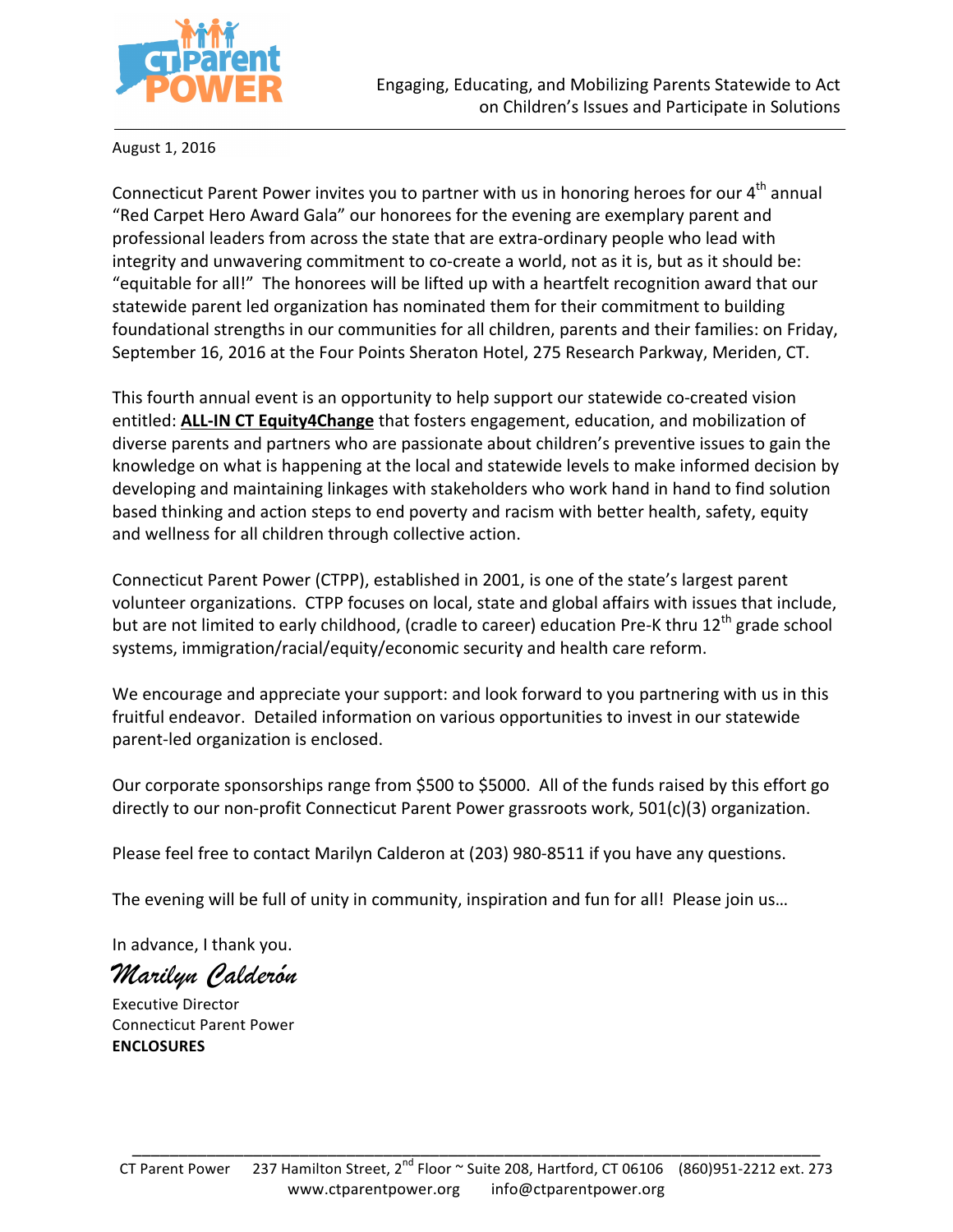Engaging, Educating, and Mobilizing Parents Statewide to Act on Children's Issues and Participate in Solutions

August 1, 2016

Connecticut Parent Power invites you to partner with us in honoring heroes for our 4th annual "Red Carpet Hero Award Gala" our honorees for the evening are exemplary parent and professional leaders from across the state that are extra-ordinary people who lead with integrity and unwavering commitment to co-create a world, not as it is, but as it should be: "equitable for all!" The honorees will be lifted up with a heartfelt recognition award that our statewide parent led organization has nominated them for their commitment to building foundational strengths in our communities for all children, parents and their families: on Friday, September 16, 2016 at the Four Points Sheraton Hotel, 275 Research Parkway, Meriden, CT.

This fourth annual event is an opportunity to help support our statewide co-created vision entitled: **ALL-IN CT Equity4Change** that fosters engagement, education, and mobilization of diverse parents and partners who are passionate about children's preventive issues to gain the knowledge on what is happening at the local and statewide levels to make informed decision by developing and maintaining linkages with stakeholders who work hand in hand to find solution based thinking and action steps to end poverty and racism with better health, safety, equity and wellness for all children through collective action.

Connecticut Parent Power (CTPP), established in 2001, is one of the state's largest parent volunteer organizations. CTPP focuses on local, state and global affairs with issues that include, but are not limited to early childhood, (cradle to career) education Pre-K thru 12th grade school systems, immigration/racial/equity/economic security and health care reform.

We encourage and appreciate your support: and look forward to you partnering with us in this fruitful endeavor. Detailed information on various opportunities to invest in our statewide parent-led organization is enclosed.

Our corporate sponsorships range from $500 to $5000. All of the funds raised by this effort go directly to our non-profit Connecticut Parent Power grassroots work, 501(c)(3) organization.

Please feel free to contact Marilyn Calderon at (203) 980-8511 if you have any questions.

The evening will be full of unity in community, inspiration and fun for all! Please join us…

In advance, I thank you.

*Marilyn Calderón*

Executive Director
Connecticut Parent Power
**ENCLOSURES**

CT Parent Power 237 Hamilton Street, 2nd Floor ~ Suite 208, Hartford, CT 06106 (860)951-2212 ext. 273
www.ctparentpower.org info@ctparentpower.org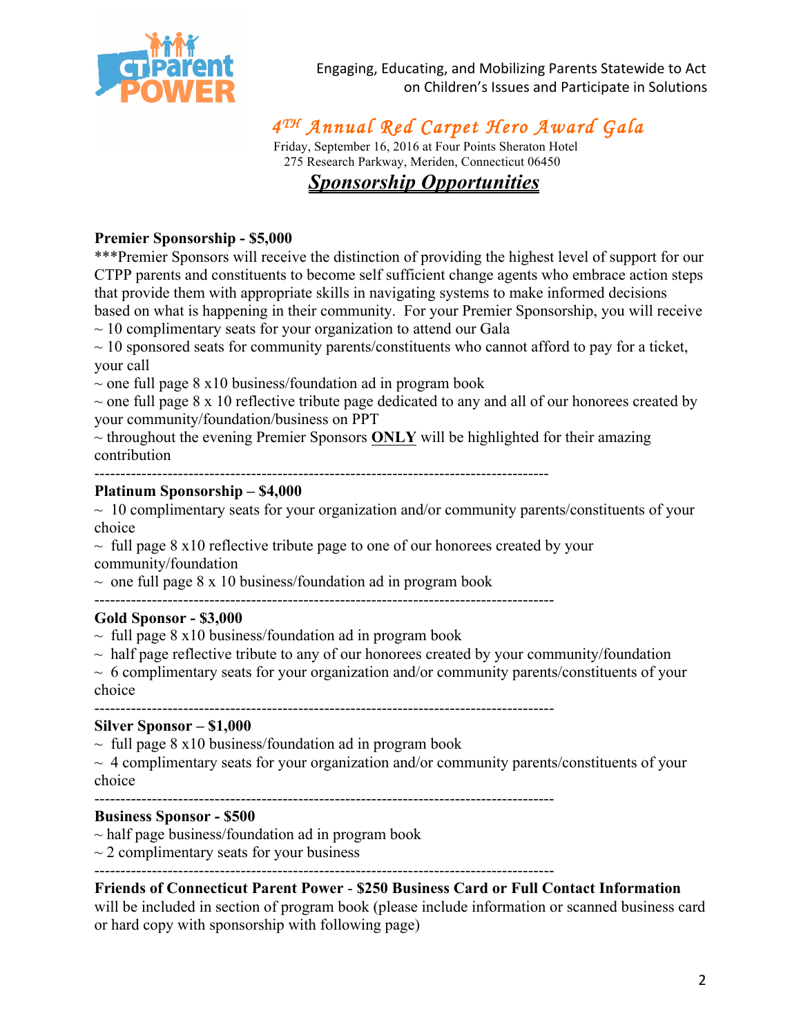Engaging, Educating, and Mobilizing Parents Statewide to Act on Children's Issues and Participate in Solutions

# *4TH Annual Red Carpet Hero Award Gala*

Friday, September 16, 2016 at Four Points Sheraton Hotel
275 Research Parkway, Meriden, Connecticut 06450

## ***Sponsorship Opportunities***

**Premier Sponsorship - $5,000**

***Premier Sponsors will receive the distinction of providing the highest level of support for our CTPP parents and constituents to become self sufficient change agents who embrace action steps that provide them with appropriate skills in navigating systems to make informed decisions based on what is happening in their community. For your Premier Sponsorship, you will receive

~ 10 complimentary seats for your organization to attend our Gala
~ 10 sponsored seats for community parents/constituents who cannot afford to pay for a ticket, your call
~ one full page 8 x10 business/foundation ad in program book
~ one full page 8 x 10 reflective tribute page dedicated to any and all of our honorees created by your community/foundation/business on PPT
~ throughout the evening Premier Sponsors **ONLY** will be highlighted for their amazing contribution

---

**Platinum Sponsorship – $4,000**

~ 10 complimentary seats for your organization and/or community parents/constituents of your choice
~ full page 8 x10 reflective tribute page to one of our honorees created by your community/foundation
~ one full page 8 x 10 business/foundation ad in program book

---

**Gold Sponsor - $3,000**

~ full page 8 x10 business/foundation ad in program book
~ half page reflective tribute to any of our honorees created by your community/foundation
~ 6 complimentary seats for your organization and/or community parents/constituents of your choice

---

**Silver Sponsor – $1,000**

~ full page 8 x10 business/foundation ad in program book
~ 4 complimentary seats for your organization and/or community parents/constituents of your choice

---

**Business Sponsor - $500**

~ half page business/foundation ad in program book
~ 2 complimentary seats for your business

---

**Friends of Connecticut Parent Power - $250 Business Card or Full Contact Information** will be included in section of program book (please include information or scanned business card or hard copy with sponsorship with following page)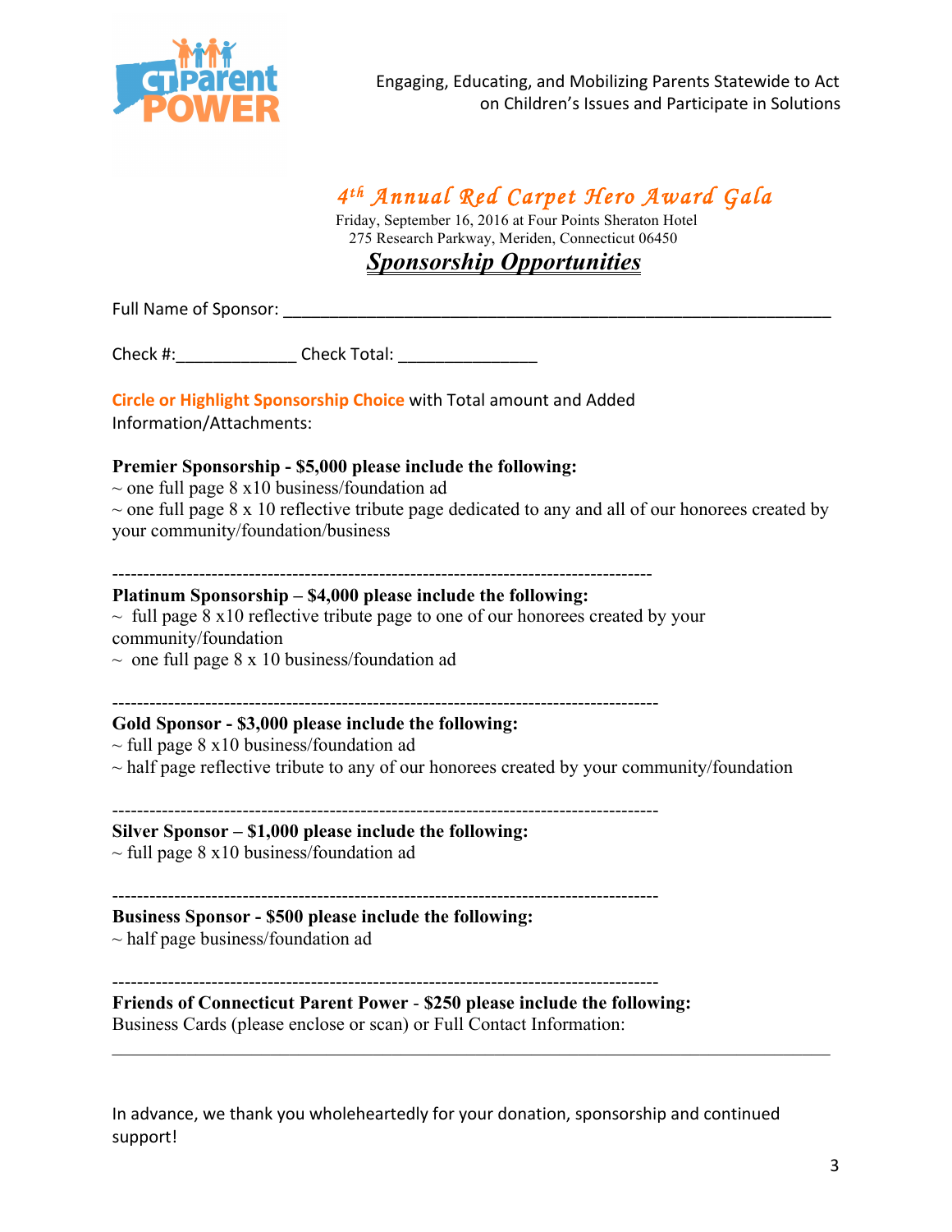Engaging, Educating, and Mobilizing Parents Statewide to Act on Children's Issues and Participate in Solutions

# *4th Annual Red Carpet Hero Award Gala*

Friday, September 16, 2016 at Four Points Sheraton Hotel
275 Research Parkway, Meriden, Connecticut 06450

## ***Sponsorship Opportunities***

Full Name of Sponsor: ____________________________________________________________

Check #:_____________ Check Total: _______________

Circle or Highlight Sponsorship Choice with Total amount and Added Information/Attachments:

**Premier Sponsorship - $5,000 please include the following:**
~ one full page 8 x10 business/foundation ad
~ one full page 8 x 10 reflective tribute page dedicated to any and all of our honorees created by your community/foundation/business

-------------------------------------------------------------------------------------

**Platinum Sponsorship – $4,000 please include the following:**
~ full page 8 x10 reflective tribute page to one of our honorees created by your community/foundation
~ one full page 8 x 10 business/foundation ad

-------------------------------------------------------------------------------------

**Gold Sponsor - $3,000 please include the following:**
~ full page 8 x10 business/foundation ad
~ half page reflective tribute to any of our honorees created by your community/foundation

-------------------------------------------------------------------------------------

**Silver Sponsor – $1,000 please include the following:**
~ full page 8 x10 business/foundation ad

-------------------------------------------------------------------------------------

**Business Sponsor - $500 please include the following:**
~ half page business/foundation ad

-------------------------------------------------------------------------------------

**Friends of Connecticut Parent Power - $250 please include the following:**
Business Cards (please enclose or scan) or Full Contact Information:

_____________________________________________________________________________

In advance, we thank you wholeheartedly for your donation, sponsorship and continued support!